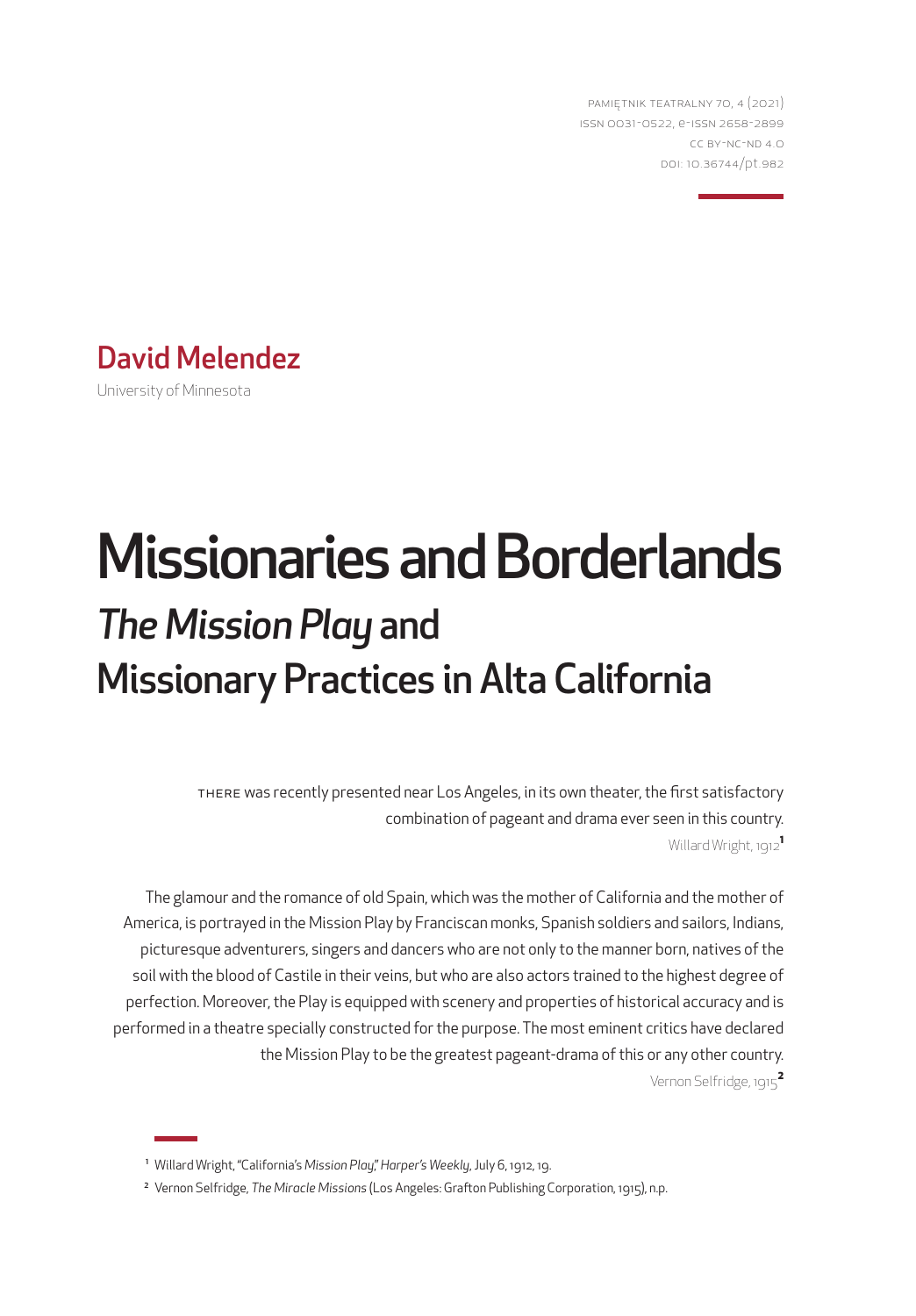Pamiętnik Teatralny 70, 4 (2021)
ISSN 0031-0522, e-ISSN 2658-2899
CC BY-NC-ND 4.0
DOI: 10.36744/pt.982

**David Melendez**
University of Minnesota

# Missionaries and Borderlands

## *The Mission Play* and Missionary Practices in Alta California

THERE was recently presented near Los Angeles, in its own theater, the first satisfactory combination of pageant and drama ever seen in this country.

Willard Wright, 1912[1]

The glamour and the romance of old Spain, which was the mother of California and the mother of America, is portrayed in the Mission Play by Franciscan monks, Spanish soldiers and sailors, Indians, picturesque adventurers, singers and dancers who are not only to the manner born, natives of the soil with the blood of Castile in their veins, but who are also actors trained to the highest degree of perfection. Moreover, the Play is equipped with scenery and properties of historical accuracy and is performed in a theatre specially constructed for the purpose. The most eminent critics have declared the Mission Play to be the greatest pageant-drama of this or any other country.

Vernon Selfridge, 1915[2]

---

[1] Willard Wright, "California's *Mission Play*," *Harper's Weekly*, July 6, 1912, 19.

[2] Vernon Selfridge, *The Miracle Missions* (Los Angeles: Grafton Publishing Corporation, 1915), n.p.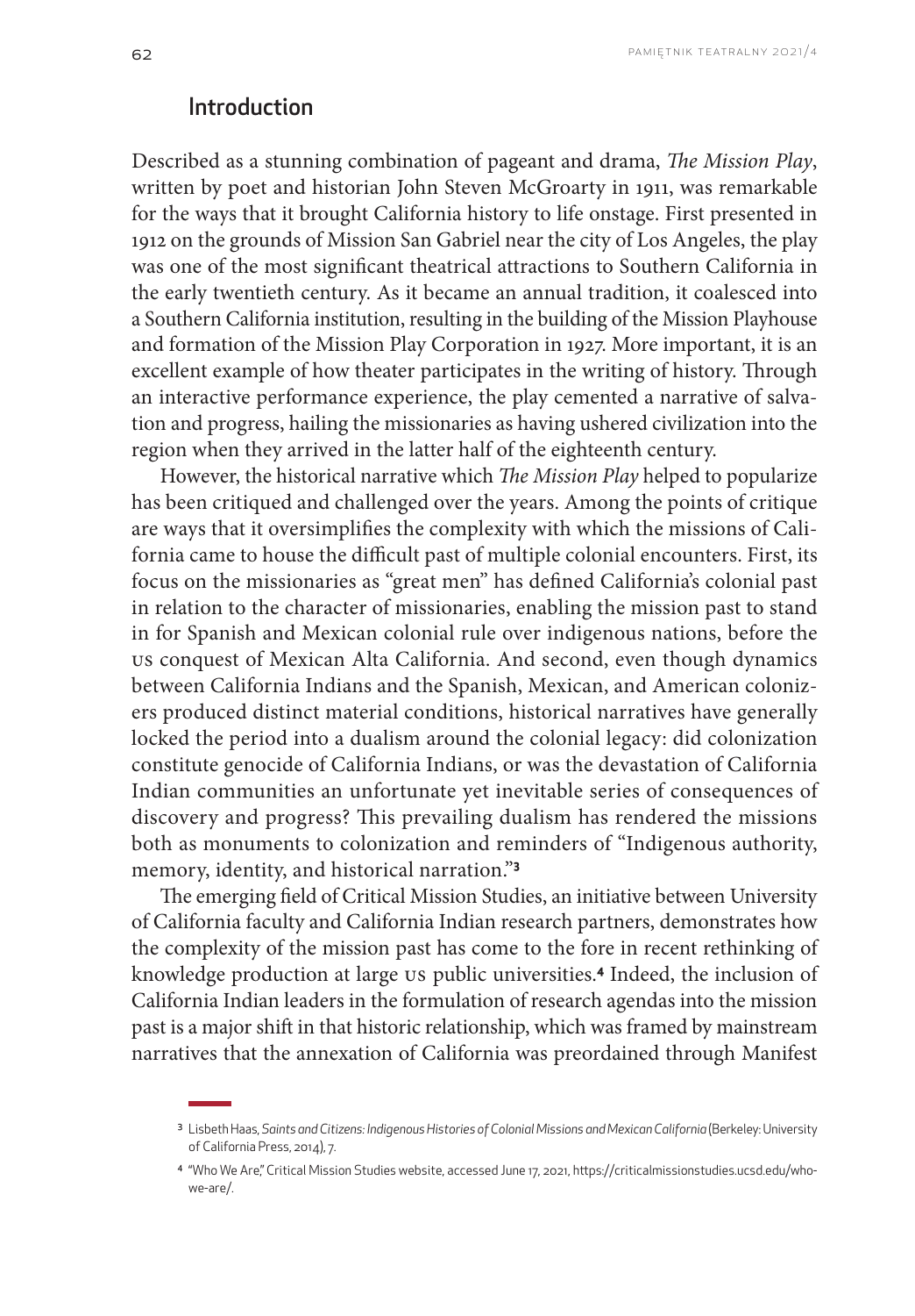## Introduction

Described as a stunning combination of pageant and drama, *The Mission Play*, written by poet and historian John Steven McGroarty in 1911, was remarkable for the ways that it brought California history to life onstage. First presented in 1912 on the grounds of Mission San Gabriel near the city of Los Angeles, the play was one of the most significant theatrical attractions to Southern California in the early twentieth century. As it became an annual tradition, it coalesced into a Southern California institution, resulting in the building of the Mission Playhouse and formation of the Mission Play Corporation in 1927. More important, it is an excellent example of how theater participates in the writing of history. Through an interactive performance experience, the play cemented a narrative of salvation and progress, hailing the missionaries as having ushered civilization into the region when they arrived in the latter half of the eighteenth century.

However, the historical narrative which *The Mission Play* helped to popularize has been critiqued and challenged over the years. Among the points of critique are ways that it oversimplifies the complexity with which the missions of California came to house the difficult past of multiple colonial encounters. First, its focus on the missionaries as "great men" has defined California's colonial past in relation to the character of missionaries, enabling the mission past to stand in for Spanish and Mexican colonial rule over indigenous nations, before the US conquest of Mexican Alta California. And second, even though dynamics between California Indians and the Spanish, Mexican, and American colonizers produced distinct material conditions, historical narratives have generally locked the period into a dualism around the colonial legacy: did colonization constitute genocide of California Indians, or was the devastation of California Indian communities an unfortunate yet inevitable series of consequences of discovery and progress? This prevailing dualism has rendered the missions both as monuments to colonization and reminders of "Indigenous authority, memory, identity, and historical narration."[3]

The emerging field of Critical Mission Studies, an initiative between University of California faculty and California Indian research partners, demonstrates how the complexity of the mission past has come to the fore in recent rethinking of knowledge production at large US public universities.[4] Indeed, the inclusion of California Indian leaders in the formulation of research agendas into the mission past is a major shift in that historic relationship, which was framed by mainstream narratives that the annexation of California was preordained through Manifest

---

[3] Lisbeth Haas, *Saints and Citizens: Indigenous Histories of Colonial Missions and Mexican California* (Berkeley: University of California Press, 2014), 7.

[4] "Who We Are," Critical Mission Studies website, accessed June 17, 2021, https://criticalmissionstudies.ucsd.edu/who-we-are/.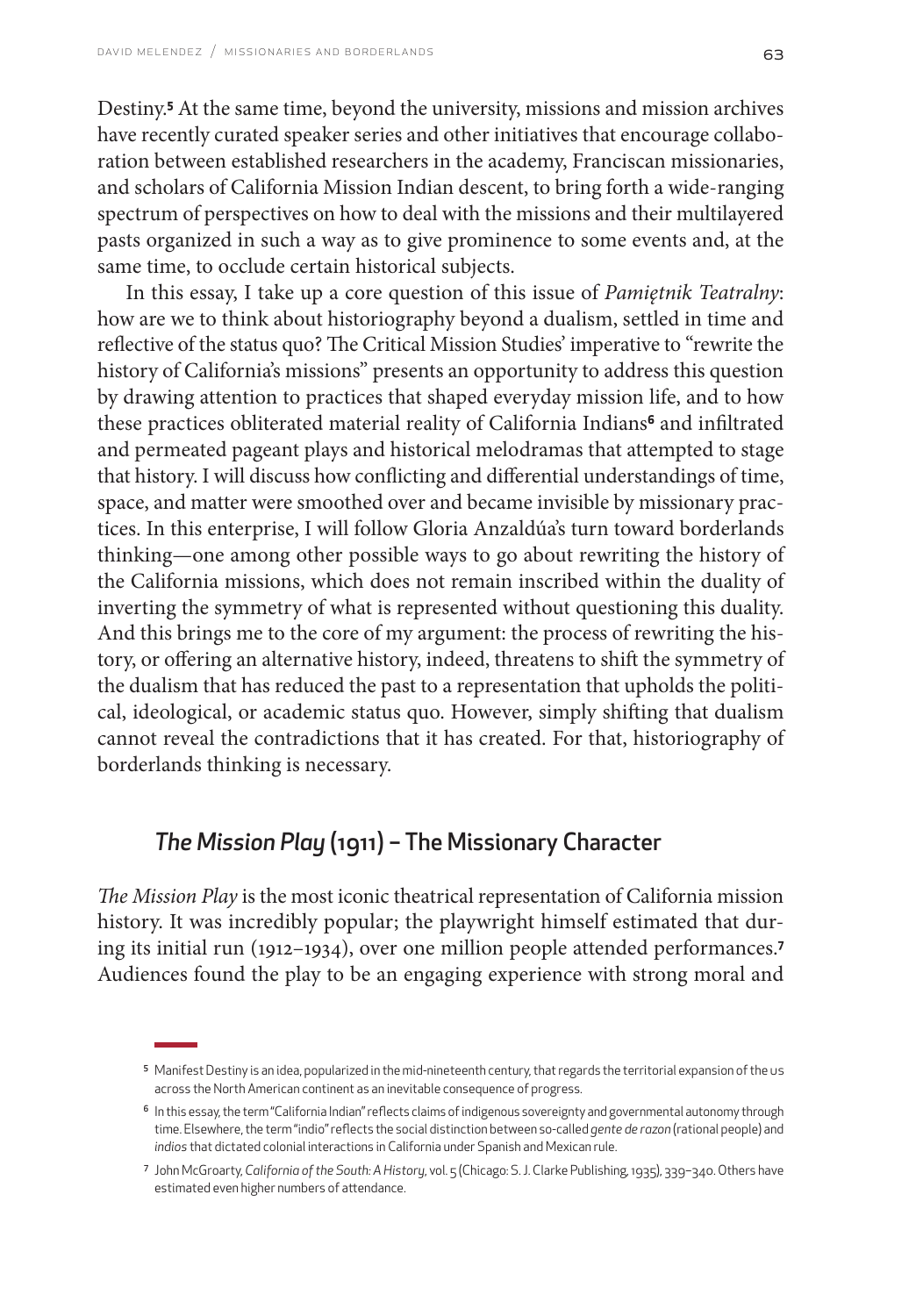Destiny.[5] At the same time, beyond the university, missions and mission archives have recently curated speaker series and other initiatives that encourage collaboration between established researchers in the academy, Franciscan missionaries, and scholars of California Mission Indian descent, to bring forth a wide-ranging spectrum of perspectives on how to deal with the missions and their multilayered pasts organized in such a way as to give prominence to some events and, at the same time, to occlude certain historical subjects.

In this essay, I take up a core question of this issue of *Pamiętnik Teatralny*: how are we to think about historiography beyond a dualism, settled in time and reflective of the status quo? The Critical Mission Studies' imperative to "rewrite the history of California's missions" presents an opportunity to address this question by drawing attention to practices that shaped everyday mission life, and to how these practices obliterated material reality of California Indians[6] and infiltrated and permeated pageant plays and historical melodramas that attempted to stage that history. I will discuss how conflicting and differential understandings of time, space, and matter were smoothed over and became invisible by missionary practices. In this enterprise, I will follow Gloria Anzaldúa's turn toward borderlands thinking—one among other possible ways to go about rewriting the history of the California missions, which does not remain inscribed within the duality of inverting the symmetry of what is represented without questioning this duality. And this brings me to the core of my argument: the process of rewriting the history, or offering an alternative history, indeed, threatens to shift the symmetry of the dualism that has reduced the past to a representation that upholds the political, ideological, or academic status quo. However, simply shifting that dualism cannot reveal the contradictions that it has created. For that, historiography of borderlands thinking is necessary.

## *The Mission Play* (1911) – The Missionary Character

*The Mission Play* is the most iconic theatrical representation of California mission history. It was incredibly popular; the playwright himself estimated that during its initial run (1912–1934), over one million people attended performances.[7] Audiences found the play to be an engaging experience with strong moral and

---

[5] Manifest Destiny is an idea, popularized in the mid-nineteenth century, that regards the territorial expansion of the US across the North American continent as an inevitable consequence of progress.

[6] In this essay, the term "California Indian" reflects claims of indigenous sovereignty and governmental autonomy through time. Elsewhere, the term "indio" reflects the social distinction between so-called *gente de razon* (rational people) and *indios* that dictated colonial interactions in California under Spanish and Mexican rule.

[7] John McGroarty, *California of the South: A History*, vol. 5 (Chicago: S. J. Clarke Publishing, 1935), 339–340. Others have estimated even higher numbers of attendance.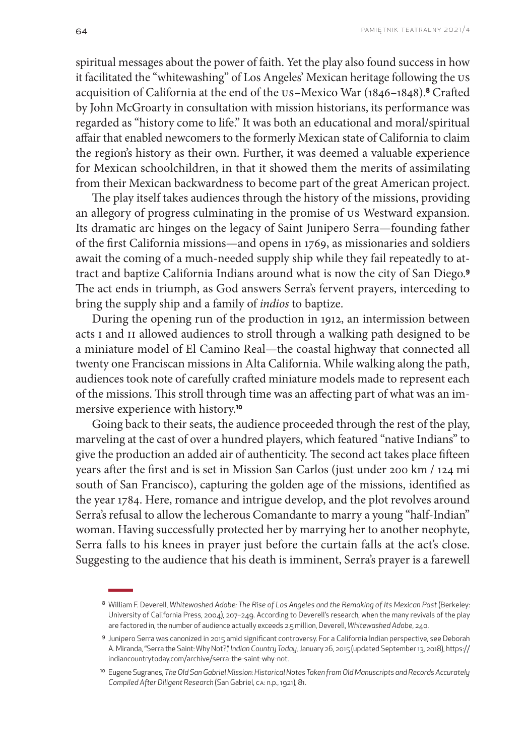spiritual messages about the power of faith. Yet the play also found success in how it facilitated the "whitewashing" of Los Angeles' Mexican heritage following the US acquisition of California at the end of the US–Mexico War (1846–1848).[8] Crafted by John McGroarty in consultation with mission historians, its performance was regarded as "history come to life." It was both an educational and moral/spiritual affair that enabled newcomers to the formerly Mexican state of California to claim the region's history as their own. Further, it was deemed a valuable experience for Mexican schoolchildren, in that it showed them the merits of assimilating from their Mexican backwardness to become part of the great American project.

The play itself takes audiences through the history of the missions, providing an allegory of progress culminating in the promise of US Westward expansion. Its dramatic arc hinges on the legacy of Saint Junipero Serra—founding father of the first California missions—and opens in 1769, as missionaries and soldiers await the coming of a much-needed supply ship while they fail repeatedly to attract and baptize California Indians around what is now the city of San Diego.[9] The act ends in triumph, as God answers Serra's fervent prayers, interceding to bring the supply ship and a family of *indios* to baptize.

During the opening run of the production in 1912, an intermission between acts I and II allowed audiences to stroll through a walking path designed to be a miniature model of El Camino Real—the coastal highway that connected all twenty one Franciscan missions in Alta California. While walking along the path, audiences took note of carefully crafted miniature models made to represent each of the missions. This stroll through time was an affecting part of what was an immersive experience with history.[10]

Going back to their seats, the audience proceeded through the rest of the play, marveling at the cast of over a hundred players, which featured "native Indians" to give the production an added air of authenticity. The second act takes place fifteen years after the first and is set in Mission San Carlos (just under 200 km / 124 mi south of San Francisco), capturing the golden age of the missions, identified as the year 1784. Here, romance and intrigue develop, and the plot revolves around Serra's refusal to allow the lecherous Comandante to marry a young "half-Indian" woman. Having successfully protected her by marrying her to another neophyte, Serra falls to his knees in prayer just before the curtain falls at the act's close. Suggesting to the audience that his death is imminent, Serra's prayer is a farewell

---

[8] William F. Deverell, *Whitewashed Adobe: The Rise of Los Angeles and the Remaking of Its Mexican Past* (Berkeley: University of California Press, 2004), 207–249. According to Deverell's research, when the many revivals of the play are factored in, the number of audience actually exceeds 2.5 million, Deverell, *Whitewashed Adobe*, 240.

[9] Junipero Serra was canonized in 2015 amid significant controversy. For a California Indian perspective, see Deborah A. Miranda, "Serra the Saint: Why Not?," *Indian Country Today*, January 26, 2015 (updated September 13, 2018), https://indiancountrytoday.com/archive/serra-the-saint-why-not.

[10] Eugene Sugranes, *The Old San Gabriel Mission: Historical Notes Taken from Old Manuscripts and Records Accurately Compiled After Diligent Research* (San Gabriel, CA: n.p., 1921), 81.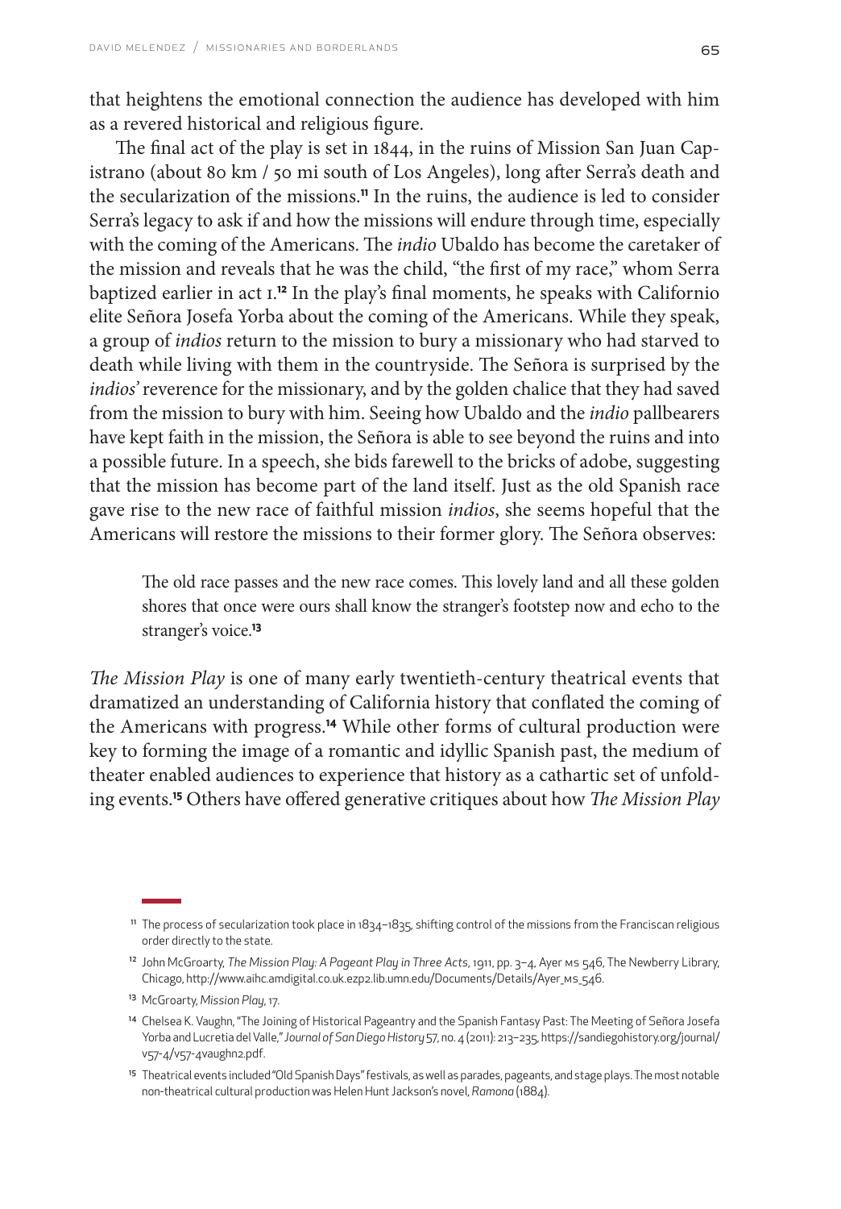that heightens the emotional connection the audience has developed with him as a revered historical and religious figure.

The final act of the play is set in 1844, in the ruins of Mission San Juan Capistrano (about 80 km / 50 mi south of Los Angeles), long after Serra's death and the secularization of the missions.[11] In the ruins, the audience is led to consider Serra's legacy to ask if and how the missions will endure through time, especially with the coming of the Americans. The *indio* Ubaldo has become the caretaker of the mission and reveals that he was the child, "the first of my race," whom Serra baptized earlier in act I.[12] In the play's final moments, he speaks with Californio elite Señora Josefa Yorba about the coming of the Americans. While they speak, a group of *indios* return to the mission to bury a missionary who had starved to death while living with them in the countryside. The Señora is surprised by the *indios'* reverence for the missionary, and by the golden chalice that they had saved from the mission to bury with him. Seeing how Ubaldo and the *indio* pallbearers have kept faith in the mission, the Señora is able to see beyond the ruins and into a possible future. In a speech, she bids farewell to the bricks of adobe, suggesting that the mission has become part of the land itself. Just as the old Spanish race gave rise to the new race of faithful mission *indios*, she seems hopeful that the Americans will restore the missions to their former glory. The Señora observes:

> The old race passes and the new race comes. This lovely land and all these golden shores that once were ours shall know the stranger's footstep now and echo to the stranger's voice.[13]

*The Mission Play* is one of many early twentieth-century theatrical events that dramatized an understanding of California history that conflated the coming of the Americans with progress.[14] While other forms of cultural production were key to forming the image of a romantic and idyllic Spanish past, the medium of theater enabled audiences to experience that history as a cathartic set of unfolding events.[15] Others have offered generative critiques about how *The Mission Play*

---

[11] The process of secularization took place in 1834–1835, shifting control of the missions from the Franciscan religious order directly to the state.

[12] John McGroarty, *The Mission Play: A Pageant Play in Three Acts*, 1911, pp. 3–4, Ayer MS 546, The Newberry Library, Chicago, http://www.aihc.amdigital.co.uk.ezp2.lib.umn.edu/Documents/Details/Ayer_MS_546.

[13] McGroarty, *Mission Play*, 17.

[14] Chelsea K. Vaughn, "The Joining of Historical Pageantry and the Spanish Fantasy Past: The Meeting of Señora Josefa Yorba and Lucretia del Valle," *Journal of San Diego History* 57, no. 4 (2011): 213–235, https://sandiegohistory.org/journal/v57-4/v57-4vaughn2.pdf.

[15] Theatrical events included "Old Spanish Days" festivals, as well as parades, pageants, and stage plays. The most notable non-theatrical cultural production was Helen Hunt Jackson's novel, *Ramona* (1884).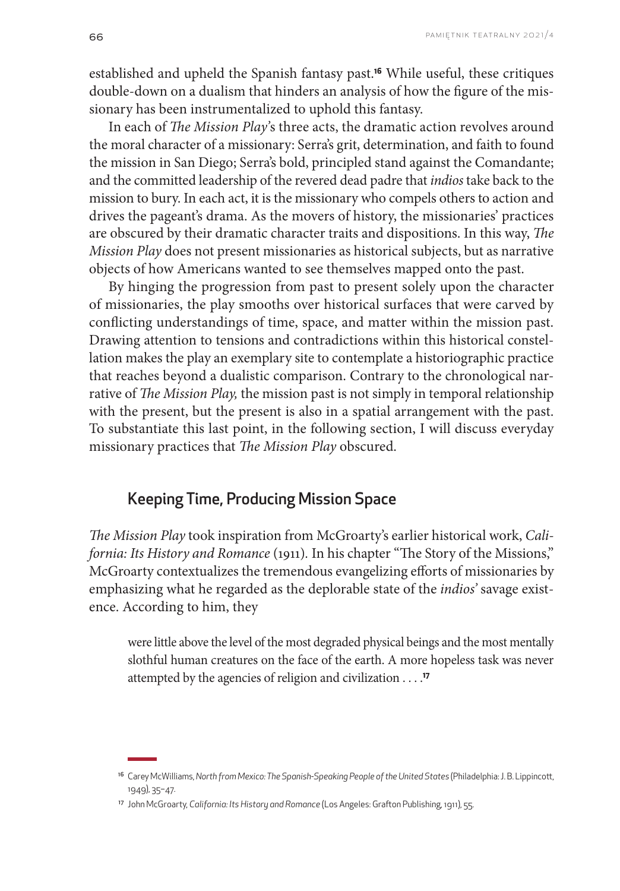established and upheld the Spanish fantasy past.[16] While useful, these critiques double-down on a dualism that hinders an analysis of how the figure of the missionary has been instrumentalized to uphold this fantasy.

In each of *The Mission Play*'s three acts, the dramatic action revolves around the moral character of a missionary: Serra's grit, determination, and faith to found the mission in San Diego; Serra's bold, principled stand against the Comandante; and the committed leadership of the revered dead padre that *indios* take back to the mission to bury. In each act, it is the missionary who compels others to action and drives the pageant's drama. As the movers of history, the missionaries' practices are obscured by their dramatic character traits and dispositions. In this way, *The Mission Play* does not present missionaries as historical subjects, but as narrative objects of how Americans wanted to see themselves mapped onto the past.

By hinging the progression from past to present solely upon the character of missionaries, the play smooths over historical surfaces that were carved by conflicting understandings of time, space, and matter within the mission past. Drawing attention to tensions and contradictions within this historical constellation makes the play an exemplary site to contemplate a historiographic practice that reaches beyond a dualistic comparison. Contrary to the chronological narrative of *The Mission Play,* the mission past is not simply in temporal relationship with the present, but the present is also in a spatial arrangement with the past. To substantiate this last point, in the following section, I will discuss everyday missionary practices that *The Mission Play* obscured.

## Keeping Time, Producing Mission Space

*The Mission Play* took inspiration from McGroarty's earlier historical work, *California: Its History and Romance* (1911). In his chapter "The Story of the Missions," McGroarty contextualizes the tremendous evangelizing efforts of missionaries by emphasizing what he regarded as the deplorable state of the *indios*' savage existence. According to him, they

> were little above the level of the most degraded physical beings and the most mentally slothful human creatures on the face of the earth. A more hopeless task was never attempted by the agencies of religion and civilization . . . .[17]

---

[16] Carey McWilliams, *North from Mexico: The Spanish-Speaking People of the United States* (Philadelphia: J. B. Lippincott, 1949), 35–47.

[17] John McGroarty, *California: Its History and Romance* (Los Angeles: Grafton Publishing, 1911), 55.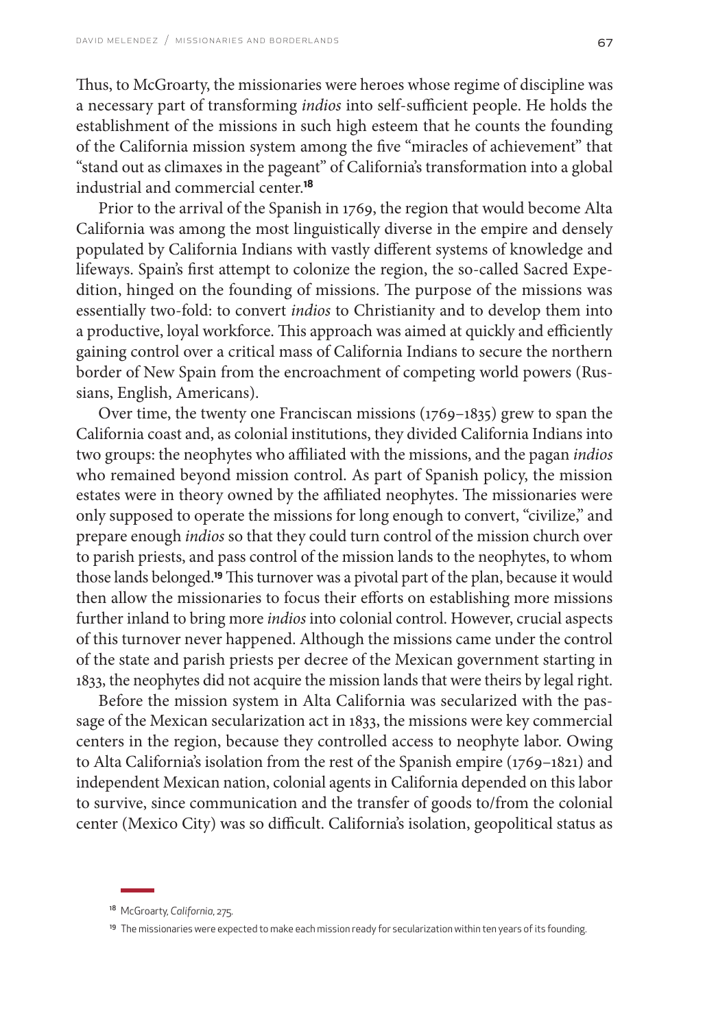Thus, to McGroarty, the missionaries were heroes whose regime of discipline was a necessary part of transforming *indios* into self-sufficient people. He holds the establishment of the missions in such high esteem that he counts the founding of the California mission system among the five "miracles of achievement" that "stand out as climaxes in the pageant" of California's transformation into a global industrial and commercial center.[18]

Prior to the arrival of the Spanish in 1769, the region that would become Alta California was among the most linguistically diverse in the empire and densely populated by California Indians with vastly different systems of knowledge and lifeways. Spain's first attempt to colonize the region, the so-called Sacred Expedition, hinged on the founding of missions. The purpose of the missions was essentially two-fold: to convert *indios* to Christianity and to develop them into a productive, loyal workforce. This approach was aimed at quickly and efficiently gaining control over a critical mass of California Indians to secure the northern border of New Spain from the encroachment of competing world powers (Russians, English, Americans).

Over time, the twenty one Franciscan missions (1769–1835) grew to span the California coast and, as colonial institutions, they divided California Indians into two groups: the neophytes who affiliated with the missions, and the pagan *indios* who remained beyond mission control. As part of Spanish policy, the mission estates were in theory owned by the affiliated neophytes. The missionaries were only supposed to operate the missions for long enough to convert, "civilize," and prepare enough *indios* so that they could turn control of the mission church over to parish priests, and pass control of the mission lands to the neophytes, to whom those lands belonged.[19] This turnover was a pivotal part of the plan, because it would then allow the missionaries to focus their efforts on establishing more missions further inland to bring more *indios* into colonial control. However, crucial aspects of this turnover never happened. Although the missions came under the control of the state and parish priests per decree of the Mexican government starting in 1833, the neophytes did not acquire the mission lands that were theirs by legal right.

Before the mission system in Alta California was secularized with the passage of the Mexican secularization act in 1833, the missions were key commercial centers in the region, because they controlled access to neophyte labor. Owing to Alta California's isolation from the rest of the Spanish empire (1769–1821) and independent Mexican nation, colonial agents in California depended on this labor to survive, since communication and the transfer of goods to/from the colonial center (Mexico City) was so difficult. California's isolation, geopolitical status as

[18] McGroarty, *California*, 275.

[19] The missionaries were expected to make each mission ready for secularization within ten years of its founding.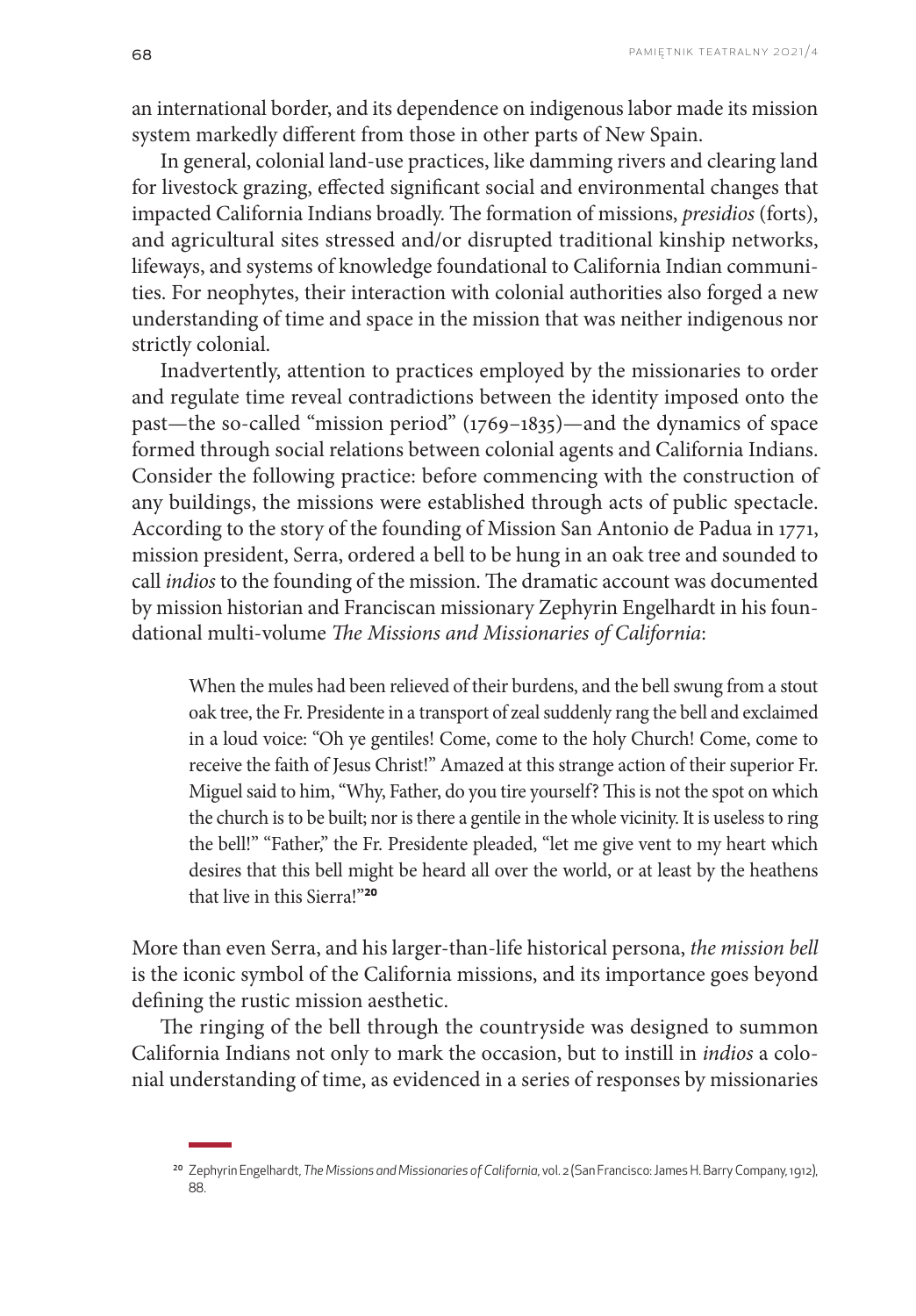an international border, and its dependence on indigenous labor made its mission system markedly different from those in other parts of New Spain.

In general, colonial land-use practices, like damming rivers and clearing land for livestock grazing, effected significant social and environmental changes that impacted California Indians broadly. The formation of missions, *presidios* (forts), and agricultural sites stressed and/or disrupted traditional kinship networks, lifeways, and systems of knowledge foundational to California Indian communities. For neophytes, their interaction with colonial authorities also forged a new understanding of time and space in the mission that was neither indigenous nor strictly colonial.

Inadvertently, attention to practices employed by the missionaries to order and regulate time reveal contradictions between the identity imposed onto the past—the so-called "mission period" (1769–1835)—and the dynamics of space formed through social relations between colonial agents and California Indians. Consider the following practice: before commencing with the construction of any buildings, the missions were established through acts of public spectacle. According to the story of the founding of Mission San Antonio de Padua in 1771, mission president, Serra, ordered a bell to be hung in an oak tree and sounded to call *indios* to the founding of the mission. The dramatic account was documented by mission historian and Franciscan missionary Zephyrin Engelhardt in his foundational multi-volume *The Missions and Missionaries of California*:

> When the mules had been relieved of their burdens, and the bell swung from a stout oak tree, the Fr. Presidente in a transport of zeal suddenly rang the bell and exclaimed in a loud voice: "Oh ye gentiles! Come, come to the holy Church! Come, come to receive the faith of Jesus Christ!" Amazed at this strange action of their superior Fr. Miguel said to him, "Why, Father, do you tire yourself? This is not the spot on which the church is to be built; nor is there a gentile in the whole vicinity. It is useless to ring the bell!" "Father," the Fr. Presidente pleaded, "let me give vent to my heart which desires that this bell might be heard all over the world, or at least by the heathens that live in this Sierra!"[20]

More than even Serra, and his larger-than-life historical persona, *the mission bell* is the iconic symbol of the California missions, and its importance goes beyond defining the rustic mission aesthetic.

The ringing of the bell through the countryside was designed to summon California Indians not only to mark the occasion, but to instill in *indios* a colonial understanding of time, as evidenced in a series of responses by missionaries

[20] Zephyrin Engelhardt, *The Missions and Missionaries of California*, vol. 2 (San Francisco: James H. Barry Company, 1912), 88.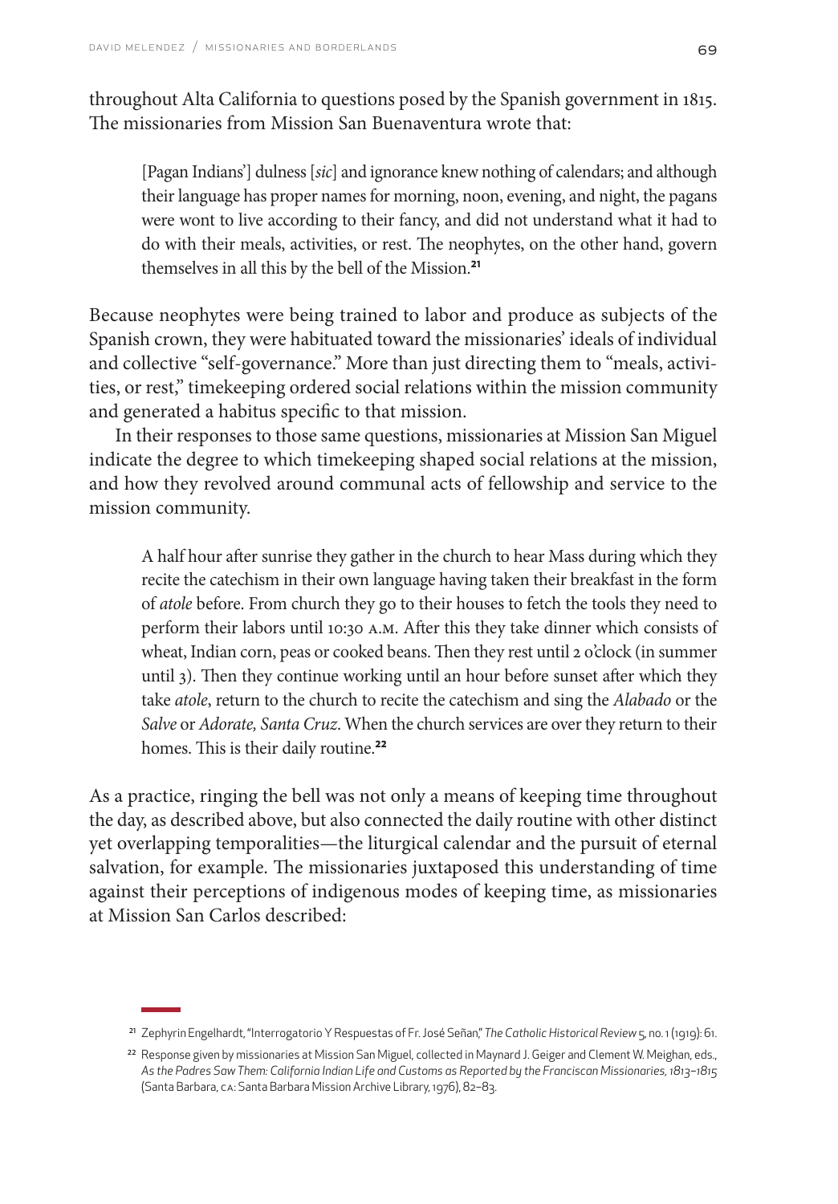throughout Alta California to questions posed by the Spanish government in 1815. The missionaries from Mission San Buenaventura wrote that:

> [Pagan Indians'] dulness [*sic*] and ignorance knew nothing of calendars; and although their language has proper names for morning, noon, evening, and night, the pagans were wont to live according to their fancy, and did not understand what it had to do with their meals, activities, or rest. The neophytes, on the other hand, govern themselves in all this by the bell of the Mission.[21]

Because neophytes were being trained to labor and produce as subjects of the Spanish crown, they were habituated toward the missionaries' ideals of individual and collective "self-governance." More than just directing them to "meals, activities, or rest," timekeeping ordered social relations within the mission community and generated a habitus specific to that mission.

In their responses to those same questions, missionaries at Mission San Miguel indicate the degree to which timekeeping shaped social relations at the mission, and how they revolved around communal acts of fellowship and service to the mission community.

> A half hour after sunrise they gather in the church to hear Mass during which they recite the catechism in their own language having taken their breakfast in the form of *atole* before. From church they go to their houses to fetch the tools they need to perform their labors until 10:30 A.M. After this they take dinner which consists of wheat, Indian corn, peas or cooked beans. Then they rest until 2 o'clock (in summer until 3). Then they continue working until an hour before sunset after which they take *atole*, return to the church to recite the catechism and sing the *Alabado* or the *Salve* or *Adorate, Santa Cruz*. When the church services are over they return to their homes. This is their daily routine.[22]

As a practice, ringing the bell was not only a means of keeping time throughout the day, as described above, but also connected the daily routine with other distinct yet overlapping temporalities—the liturgical calendar and the pursuit of eternal salvation, for example. The missionaries juxtaposed this understanding of time against their perceptions of indigenous modes of keeping time, as missionaries at Mission San Carlos described:

---

[21] Zephyrin Engelhardt, "Interrogatorio Y Respuestas of Fr. José Señan," *The Catholic Historical Review* 5, no. 1 (1919): 61.

[22] Response given by missionaries at Mission San Miguel, collected in Maynard J. Geiger and Clement W. Meighan, eds., *As the Padres Saw Them: California Indian Life and Customs as Reported by the Franciscan Missionaries, 1813–1815* (Santa Barbara, CA: Santa Barbara Mission Archive Library, 1976), 82–83.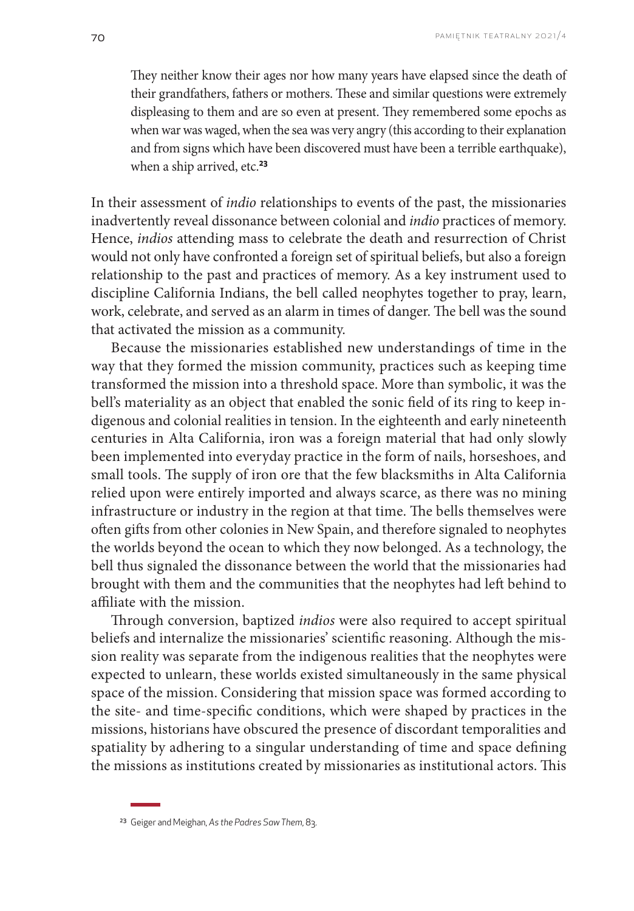> They neither know their ages nor how many years have elapsed since the death of their grandfathers, fathers or mothers. These and similar questions were extremely displeasing to them and are so even at present. They remembered some epochs as when war was waged, when the sea was very angry (this according to their explanation and from signs which have been discovered must have been a terrible earthquake), when a ship arrived, etc.[23]

In their assessment of *indio* relationships to events of the past, the missionaries inadvertently reveal dissonance between colonial and *indio* practices of memory. Hence, *indios* attending mass to celebrate the death and resurrection of Christ would not only have confronted a foreign set of spiritual beliefs, but also a foreign relationship to the past and practices of memory. As a key instrument used to discipline California Indians, the bell called neophytes together to pray, learn, work, celebrate, and served as an alarm in times of danger. The bell was the sound that activated the mission as a community.

Because the missionaries established new understandings of time in the way that they formed the mission community, practices such as keeping time transformed the mission into a threshold space. More than symbolic, it was the bell's materiality as an object that enabled the sonic field of its ring to keep indigenous and colonial realities in tension. In the eighteenth and early nineteenth centuries in Alta California, iron was a foreign material that had only slowly been implemented into everyday practice in the form of nails, horseshoes, and small tools. The supply of iron ore that the few blacksmiths in Alta California relied upon were entirely imported and always scarce, as there was no mining infrastructure or industry in the region at that time. The bells themselves were often gifts from other colonies in New Spain, and therefore signaled to neophytes the worlds beyond the ocean to which they now belonged. As a technology, the bell thus signaled the dissonance between the world that the missionaries had brought with them and the communities that the neophytes had left behind to affiliate with the mission.

Through conversion, baptized *indios* were also required to accept spiritual beliefs and internalize the missionaries' scientific reasoning. Although the mission reality was separate from the indigenous realities that the neophytes were expected to unlearn, these worlds existed simultaneously in the same physical space of the mission. Considering that mission space was formed according to the site- and time-specific conditions, which were shaped by practices in the missions, historians have obscured the presence of discordant temporalities and spatiality by adhering to a singular understanding of time and space defining the missions as institutions created by missionaries as institutional actors. This

[23] Geiger and Meighan, *As the Padres Saw Them*, 83.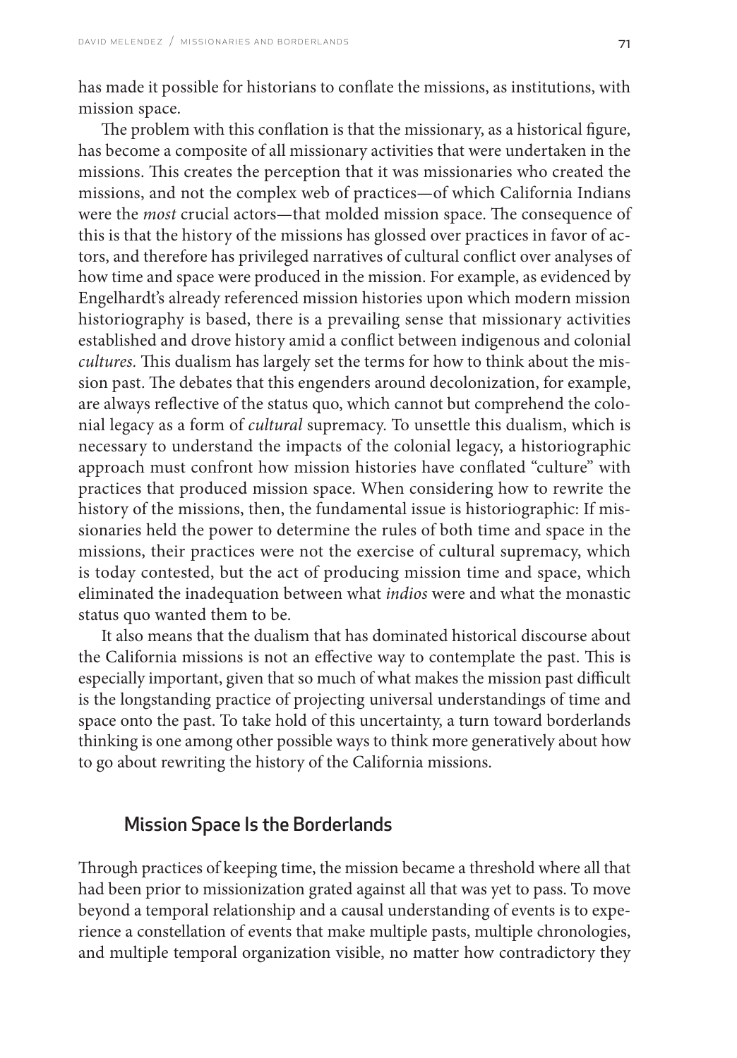has made it possible for historians to conflate the missions, as institutions, with mission space.

The problem with this conflation is that the missionary, as a historical figure, has become a composite of all missionary activities that were undertaken in the missions. This creates the perception that it was missionaries who created the missions, and not the complex web of practices—of which California Indians were the *most* crucial actors—that molded mission space. The consequence of this is that the history of the missions has glossed over practices in favor of actors, and therefore has privileged narratives of cultural conflict over analyses of how time and space were produced in the mission. For example, as evidenced by Engelhardt's already referenced mission histories upon which modern mission historiography is based, there is a prevailing sense that missionary activities established and drove history amid a conflict between indigenous and colonial *cultures*. This dualism has largely set the terms for how to think about the mission past. The debates that this engenders around decolonization, for example, are always reflective of the status quo, which cannot but comprehend the colonial legacy as a form of *cultural* supremacy. To unsettle this dualism, which is necessary to understand the impacts of the colonial legacy, a historiographic approach must confront how mission histories have conflated "culture" with practices that produced mission space. When considering how to rewrite the history of the missions, then, the fundamental issue is historiographic: If missionaries held the power to determine the rules of both time and space in the missions, their practices were not the exercise of cultural supremacy, which is today contested, but the act of producing mission time and space, which eliminated the inadequation between what *indios* were and what the monastic status quo wanted them to be.

It also means that the dualism that has dominated historical discourse about the California missions is not an effective way to contemplate the past. This is especially important, given that so much of what makes the mission past difficult is the longstanding practice of projecting universal understandings of time and space onto the past. To take hold of this uncertainty, a turn toward borderlands thinking is one among other possible ways to think more generatively about how to go about rewriting the history of the California missions.

## Mission Space Is the Borderlands

Through practices of keeping time, the mission became a threshold where all that had been prior to missionization grated against all that was yet to pass. To move beyond a temporal relationship and a causal understanding of events is to experience a constellation of events that make multiple pasts, multiple chronologies, and multiple temporal organization visible, no matter how contradictory they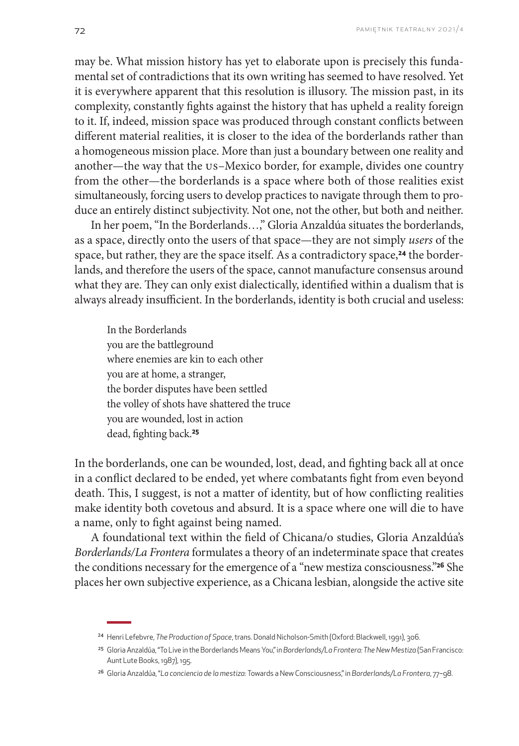may be. What mission history has yet to elaborate upon is precisely this fundamental set of contradictions that its own writing has seemed to have resolved. Yet it is everywhere apparent that this resolution is illusory. The mission past, in its complexity, constantly fights against the history that has upheld a reality foreign to it. If, indeed, mission space was produced through constant conflicts between different material realities, it is closer to the idea of the borderlands rather than a homogeneous mission place. More than just a boundary between one reality and another—the way that the US–Mexico border, for example, divides one country from the other—the borderlands is a space where both of those realities exist simultaneously, forcing users to develop practices to navigate through them to produce an entirely distinct subjectivity. Not one, not the other, but both and neither.

In her poem, "In the Borderlands…," Gloria Anzaldúa situates the borderlands, as a space, directly onto the users of that space—they are not simply *users* of the space, but rather, they are the space itself. As a contradictory space,[24] the borderlands, and therefore the users of the space, cannot manufacture consensus around what they are. They can only exist dialectically, identified within a dualism that is always already insufficient. In the borderlands, identity is both crucial and useless:

> In the Borderlands
> you are the battleground
> where enemies are kin to each other
> you are at home, a stranger,
> the border disputes have been settled
> the volley of shots have shattered the truce
> you are wounded, lost in action
> dead, fighting back.[25]

In the borderlands, one can be wounded, lost, dead, and fighting back all at once in a conflict declared to be ended, yet where combatants fight from even beyond death. This, I suggest, is not a matter of identity, but of how conflicting realities make identity both covetous and absurd. It is a space where one will die to have a name, only to fight against being named.

A foundational text within the field of Chicana/o studies, Gloria Anzaldúa's *Borderlands/La Frontera* formulates a theory of an indeterminate space that creates the conditions necessary for the emergence of a "new mestiza consciousness."[26] She places her own subjective experience, as a Chicana lesbian, alongside the active site

---

[24] Henri Lefebvre, *The Production of Space*, trans. Donald Nicholson-Smith (Oxford: Blackwell, 1991), 306.

[25] Gloria Anzaldúa, "To Live in the Borderlands Means You," in *Borderlands/La Frontera: The New Mestiza* (San Francisco: Aunt Lute Books, 1987), 195.

[26] Gloria Anzaldúa, "*La conciencia de la mestiza*: Towards a New Consciousness," in *Borderlands/La Frontera*, 77–98.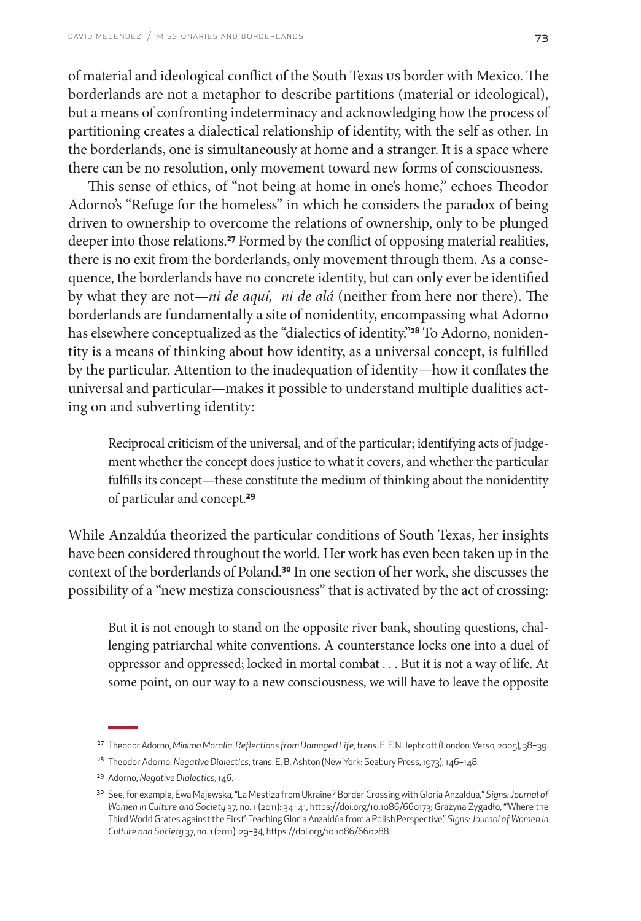of material and ideological conflict of the South Texas US border with Mexico. The borderlands are not a metaphor to describe partitions (material or ideological), but a means of confronting indeterminacy and acknowledging how the process of partitioning creates a dialectical relationship of identity, with the self as other. In the borderlands, one is simultaneously at home and a stranger. It is a space where there can be no resolution, only movement toward new forms of consciousness.

This sense of ethics, of "not being at home in one's home," echoes Theodor Adorno's "Refuge for the homeless" in which he considers the paradox of being driven to ownership to overcome the relations of ownership, only to be plunged deeper into those relations.[27] Formed by the conflict of opposing material realities, there is no exit from the borderlands, only movement through them. As a consequence, the borderlands have no concrete identity, but can only ever be identified by what they are not—*ni de aquí, ni de alá* (neither from here nor there). The borderlands are fundamentally a site of nonidentity, encompassing what Adorno has elsewhere conceptualized as the "dialectics of identity."[28] To Adorno, nonidentity is a means of thinking about how identity, as a universal concept, is fulfilled by the particular. Attention to the inadequation of identity—how it conflates the universal and particular—makes it possible to understand multiple dualities acting on and subverting identity:

> Reciprocal criticism of the universal, and of the particular; identifying acts of judgement whether the concept does justice to what it covers, and whether the particular fulfills its concept—these constitute the medium of thinking about the nonidentity of particular and concept.[29]

While Anzaldúa theorized the particular conditions of South Texas, her insights have been considered throughout the world. Her work has even been taken up in the context of the borderlands of Poland.[30] In one section of her work, she discusses the possibility of a "new mestiza consciousness" that is activated by the act of crossing:

> But it is not enough to stand on the opposite river bank, shouting questions, challenging patriarchal white conventions. A counterstance locks one into a duel of oppressor and oppressed; locked in mortal combat . . . But it is not a way of life. At some point, on our way to a new consciousness, we will have to leave the opposite

[27] Theodor Adorno, *Minima Moralia: Reflections from Damaged Life*, trans. E. F. N. Jephcott (London: Verso, 2005), 38–39.

[28] Theodor Adorno, *Negative Dialectics*, trans. E. B. Ashton (New York: Seabury Press, 1973), 146–148.

[29] Adorno, *Negative Dialectics*, 146.

[30] See, for example, Ewa Majewska, "La Mestiza from Ukraine? Border Crossing with Gloria Anzaldúa," *Signs: Journal of Women in Culture and Society* 37, no. 1 (2011): 34–41, https://doi.org/10.1086/660173; Grażyna Zygadło, "'Where the Third World Grates against the First': Teaching Gloria Anzaldúa from a Polish Perspective," *Signs: Journal of Women in Culture and Society* 37, no. 1 (2011): 29–34, https://doi.org/10.1086/660288.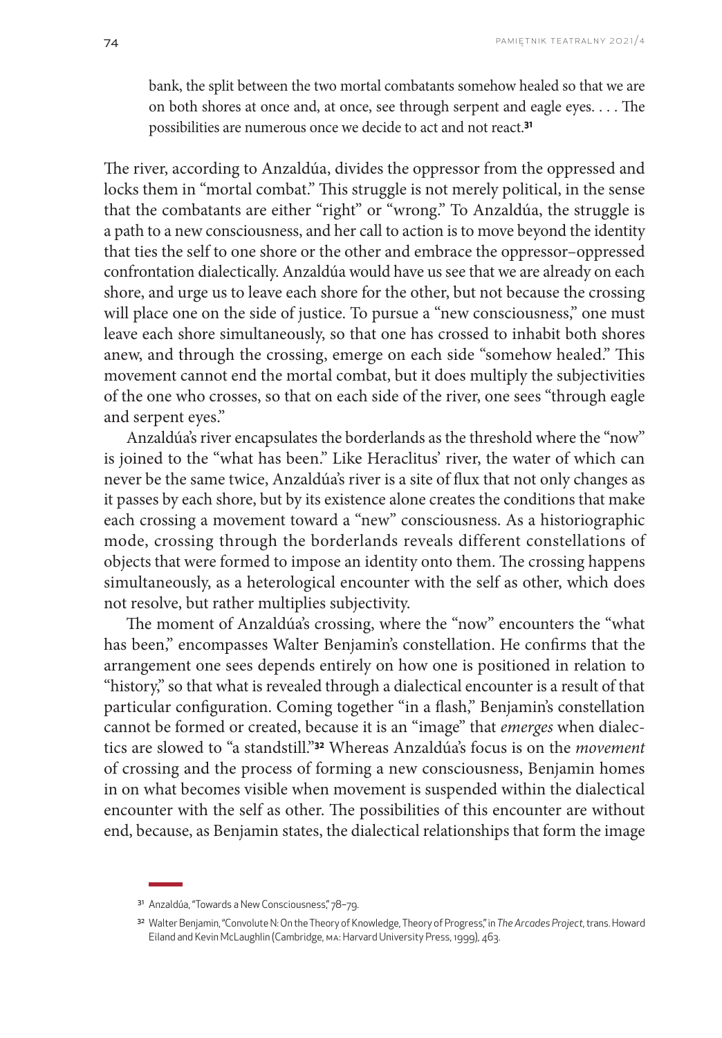> bank, the split between the two mortal combatants somehow healed so that we are on both shores at once and, at once, see through serpent and eagle eyes. . . . The possibilities are numerous once we decide to act and not react.[31]

The river, according to Anzaldúa, divides the oppressor from the oppressed and locks them in "mortal combat." This struggle is not merely political, in the sense that the combatants are either "right" or "wrong." To Anzaldúa, the struggle is a path to a new consciousness, and her call to action is to move beyond the identity that ties the self to one shore or the other and embrace the oppressor–oppressed confrontation dialectically. Anzaldúa would have us see that we are already on each shore, and urge us to leave each shore for the other, but not because the crossing will place one on the side of justice. To pursue a "new consciousness," one must leave each shore simultaneously, so that one has crossed to inhabit both shores anew, and through the crossing, emerge on each side "somehow healed." This movement cannot end the mortal combat, but it does multiply the subjectivities of the one who crosses, so that on each side of the river, one sees "through eagle and serpent eyes."

Anzaldúa's river encapsulates the borderlands as the threshold where the "now" is joined to the "what has been." Like Heraclitus' river, the water of which can never be the same twice, Anzaldúa's river is a site of flux that not only changes as it passes by each shore, but by its existence alone creates the conditions that make each crossing a movement toward a "new" consciousness. As a historiographic mode, crossing through the borderlands reveals different constellations of objects that were formed to impose an identity onto them. The crossing happens simultaneously, as a heterological encounter with the self as other, which does not resolve, but rather multiplies subjectivity.

The moment of Anzaldúa's crossing, where the "now" encounters the "what has been," encompasses Walter Benjamin's constellation. He confirms that the arrangement one sees depends entirely on how one is positioned in relation to "history," so that what is revealed through a dialectical encounter is a result of that particular configuration. Coming together "in a flash," Benjamin's constellation cannot be formed or created, because it is an "image" that *emerges* when dialectics are slowed to "a standstill."[32] Whereas Anzaldúa's focus is on the *movement* of crossing and the process of forming a new consciousness, Benjamin homes in on what becomes visible when movement is suspended within the dialectical encounter with the self as other. The possibilities of this encounter are without end, because, as Benjamin states, the dialectical relationships that form the image

---

[31] Anzaldúa, "Towards a New Consciousness," 78–79.

[32] Walter Benjamin, "Convolute N: On the Theory of Knowledge, Theory of Progress," in *The Arcades Project*, trans. Howard Eiland and Kevin McLaughlin (Cambridge, MA: Harvard University Press, 1999), 463.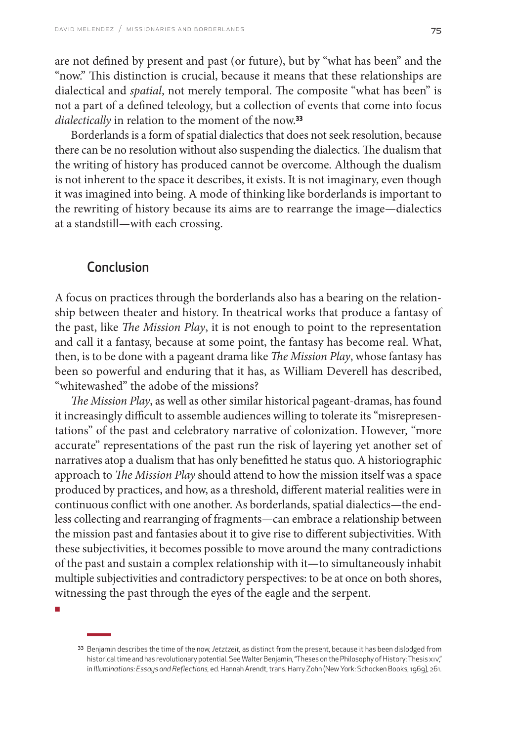are not defined by present and past (or future), but by "what has been" and the "now." This distinction is crucial, because it means that these relationships are dialectical and *spatial*, not merely temporal. The composite "what has been" is not a part of a defined teleology, but a collection of events that come into focus *dialectically* in relation to the moment of the now.[33]

Borderlands is a form of spatial dialectics that does not seek resolution, because there can be no resolution without also suspending the dialectics. The dualism that the writing of history has produced cannot be overcome. Although the dualism is not inherent to the space it describes, it exists. It is not imaginary, even though it was imagined into being. A mode of thinking like borderlands is important to the rewriting of history because its aims are to rearrange the image—dialectics at a standstill—with each crossing.

## Conclusion

A focus on practices through the borderlands also has a bearing on the relationship between theater and history. In theatrical works that produce a fantasy of the past, like *The Mission Play*, it is not enough to point to the representation and call it a fantasy, because at some point, the fantasy has become real. What, then, is to be done with a pageant drama like *The Mission Play*, whose fantasy has been so powerful and enduring that it has, as William Deverell has described, "whitewashed" the adobe of the missions?

*The Mission Play*, as well as other similar historical pageant-dramas, has found it increasingly difficult to assemble audiences willing to tolerate its "misrepresentations" of the past and celebratory narrative of colonization. However, "more accurate" representations of the past run the risk of layering yet another set of narratives atop a dualism that has only benefitted he status quo. A historiographic approach to *The Mission Play* should attend to how the mission itself was a space produced by practices, and how, as a threshold, different material realities were in continuous conflict with one another. As borderlands, spatial dialectics—the endless collecting and rearranging of fragments—can embrace a relationship between the mission past and fantasies about it to give rise to different subjectivities. With these subjectivities, it becomes possible to move around the many contradictions of the past and sustain a complex relationship with it—to simultaneously inhabit multiple subjectivities and contradictory perspectives: to be at once on both shores, witnessing the past through the eyes of the eagle and the serpent.

[33] Benjamin describes the time of the now, *Jetztzeit*, as distinct from the present, because it has been dislodged from historical time and has revolutionary potential. See Walter Benjamin, "Theses on the Philosophy of History: Thesis XIV," in *Illuminations: Essays and Reflections*, ed. Hannah Arendt, trans. Harry Zohn (New York: Schocken Books, 1969), 261.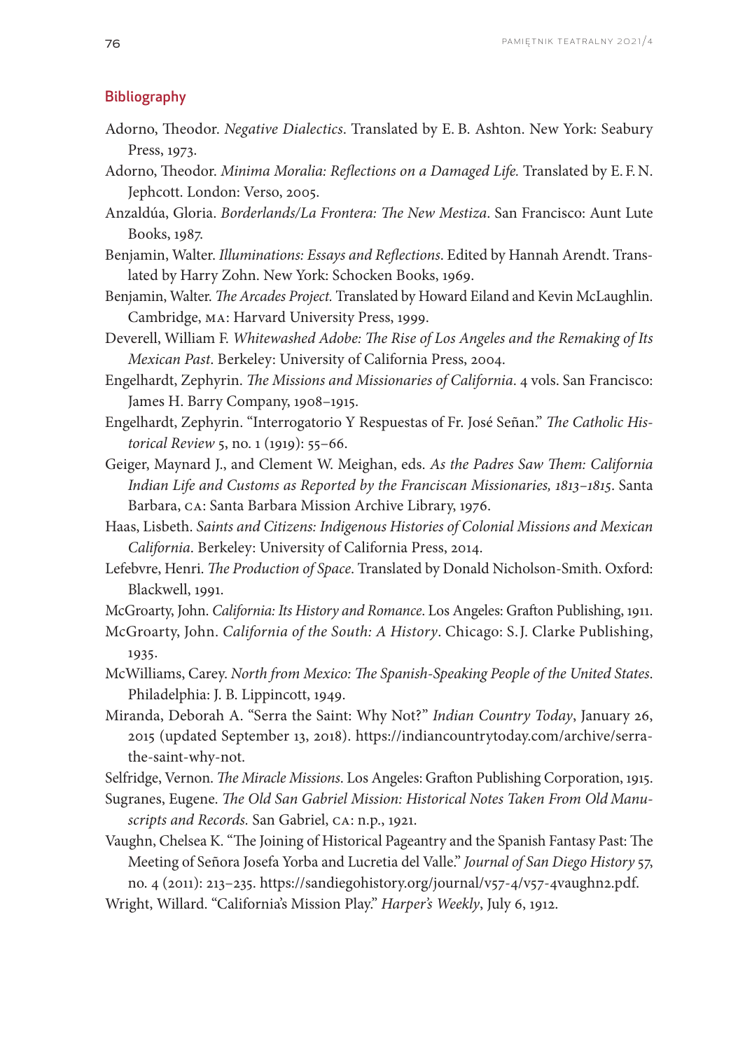## Bibliography

Adorno, Theodor. *Negative Dialectics*. Translated by E. B. Ashton. New York: Seabury Press, 1973.

Adorno, Theodor. *Minima Moralia: Reflections on a Damaged Life.* Translated by E. F. N. Jephcott. London: Verso, 2005.

Anzaldúa, Gloria. *Borderlands/La Frontera: The New Mestiza*. San Francisco: Aunt Lute Books, 1987.

Benjamin, Walter. *Illuminations: Essays and Reflections*. Edited by Hannah Arendt. Translated by Harry Zohn. New York: Schocken Books, 1969.

Benjamin, Walter. *The Arcades Project.* Translated by Howard Eiland and Kevin McLaughlin. Cambridge, MA: Harvard University Press, 1999.

Deverell, William F. *Whitewashed Adobe: The Rise of Los Angeles and the Remaking of Its Mexican Past*. Berkeley: University of California Press, 2004.

Engelhardt, Zephyrin. *The Missions and Missionaries of California*. 4 vols. San Francisco: James H. Barry Company, 1908–1915.

Engelhardt, Zephyrin. "Interrogatorio Y Respuestas of Fr. José Señan." *The Catholic Historical Review* 5, no. 1 (1919): 55–66.

Geiger, Maynard J., and Clement W. Meighan, eds. *As the Padres Saw Them: California Indian Life and Customs as Reported by the Franciscan Missionaries, 1813–1815*. Santa Barbara, CA: Santa Barbara Mission Archive Library, 1976.

Haas, Lisbeth. *Saints and Citizens: Indigenous Histories of Colonial Missions and Mexican California*. Berkeley: University of California Press, 2014.

Lefebvre, Henri. *The Production of Space*. Translated by Donald Nicholson-Smith. Oxford: Blackwell, 1991.

McGroarty, John. *California: Its History and Romance*. Los Angeles: Grafton Publishing, 1911.

McGroarty, John. *California of the South: A History*. Chicago: S.J. Clarke Publishing, 1935.

McWilliams, Carey. *North from Mexico: The Spanish-Speaking People of the United States*. Philadelphia: J. B. Lippincott, 1949.

Miranda, Deborah A. "Serra the Saint: Why Not?" *Indian Country Today*, January 26, 2015 (updated September 13, 2018). https://indiancountrytoday.com/archive/serra-the-saint-why-not.

Selfridge, Vernon. *The Miracle Missions*. Los Angeles: Grafton Publishing Corporation, 1915.

Sugranes, Eugene. *The Old San Gabriel Mission: Historical Notes Taken From Old Manuscripts and Records.* San Gabriel, CA: n.p., 1921.

Vaughn, Chelsea K. "The Joining of Historical Pageantry and the Spanish Fantasy Past: The Meeting of Señora Josefa Yorba and Lucretia del Valle." *Journal of San Diego History* 57, no. 4 (2011): 213–235. https://sandiegohistory.org/journal/v57-4/v57-4vaughn2.pdf.

Wright, Willard. "California's Mission Play." *Harper's Weekly*, July 6, 1912.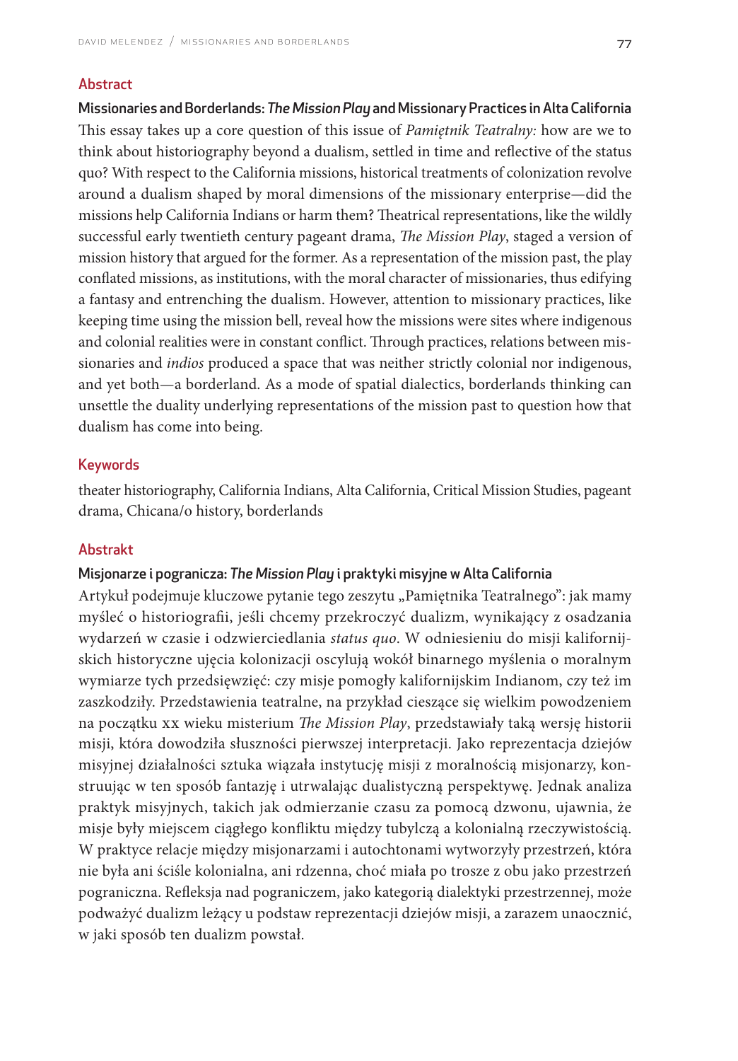## Abstract

**Missionaries and Borderlands: *The Mission Play* and Missionary Practices in Alta California**

This essay takes up a core question of this issue of *Pamiętnik Teatralny:* how are we to think about historiography beyond a dualism, settled in time and reflective of the status quo? With respect to the California missions, historical treatments of colonization revolve around a dualism shaped by moral dimensions of the missionary enterprise—did the missions help California Indians or harm them? Theatrical representations, like the wildly successful early twentieth century pageant drama, *The Mission Play*, staged a version of mission history that argued for the former. As a representation of the mission past, the play conflated missions, as institutions, with the moral character of missionaries, thus edifying a fantasy and entrenching the dualism. However, attention to missionary practices, like keeping time using the mission bell, reveal how the missions were sites where indigenous and colonial realities were in constant conflict. Through practices, relations between missionaries and *indios* produced a space that was neither strictly colonial nor indigenous, and yet both—a borderland. As a mode of spatial dialectics, borderlands thinking can unsettle the duality underlying representations of the mission past to question how that dualism has come into being.

## Keywords

theater historiography, California Indians, Alta California, Critical Mission Studies, pageant drama, Chicana/o history, borderlands

## Abstrakt

**Misjonarze i pogranicza: *The Mission Play* i praktyki misyjne w Alta California**

Artykuł podejmuje kluczowe pytanie tego zeszytu „Pamiętnika Teatralnego": jak mamy myśleć o historiografii, jeśli chcemy przekroczyć dualizm, wynikający z osadzania wydarzeń w czasie i odzwierciedlania *status quo*. W odniesieniu do misji kalifornijskich historyczne ujęcia kolonizacji oscylują wokół binarnego myślenia o moralnym wymiarze tych przedsięwzięć: czy misje pomogły kalifornijskim Indianom, czy też im zaszkodziły. Przedstawienia teatralne, na przykład cieszące się wielkim powodzeniem na początku XX wieku misterium *The Mission Play*, przedstawiały taką wersję historii misji, która dowodziła słuszności pierwszej interpretacji. Jako reprezentacja dziejów misyjnej działalności sztuka wiązała instytucję misji z moralnością misjonarzy, konstruując w ten sposób fantazję i utrwalając dualistyczną perspektywę. Jednak analiza praktyk misyjnych, takich jak odmierzanie czasu za pomocą dzwonu, ujawnia, że misje były miejscem ciągłego konfliktu między tubylczą a kolonialną rzeczywistością. W praktyce relacje między misjonarzami i autochtonami wytworzyły przestrzeń, która nie była ani ściśle kolonialna, ani rdzenna, choć miała po trosze z obu jako przestrzeń pograniczna. Refleksja nad pograniczem, jako kategorią dialektyki przestrzennej, może podważyć dualizm leżący u podstaw reprezentacji dziejów misji, a zarazem unaocznić, w jaki sposób ten dualizm powstał.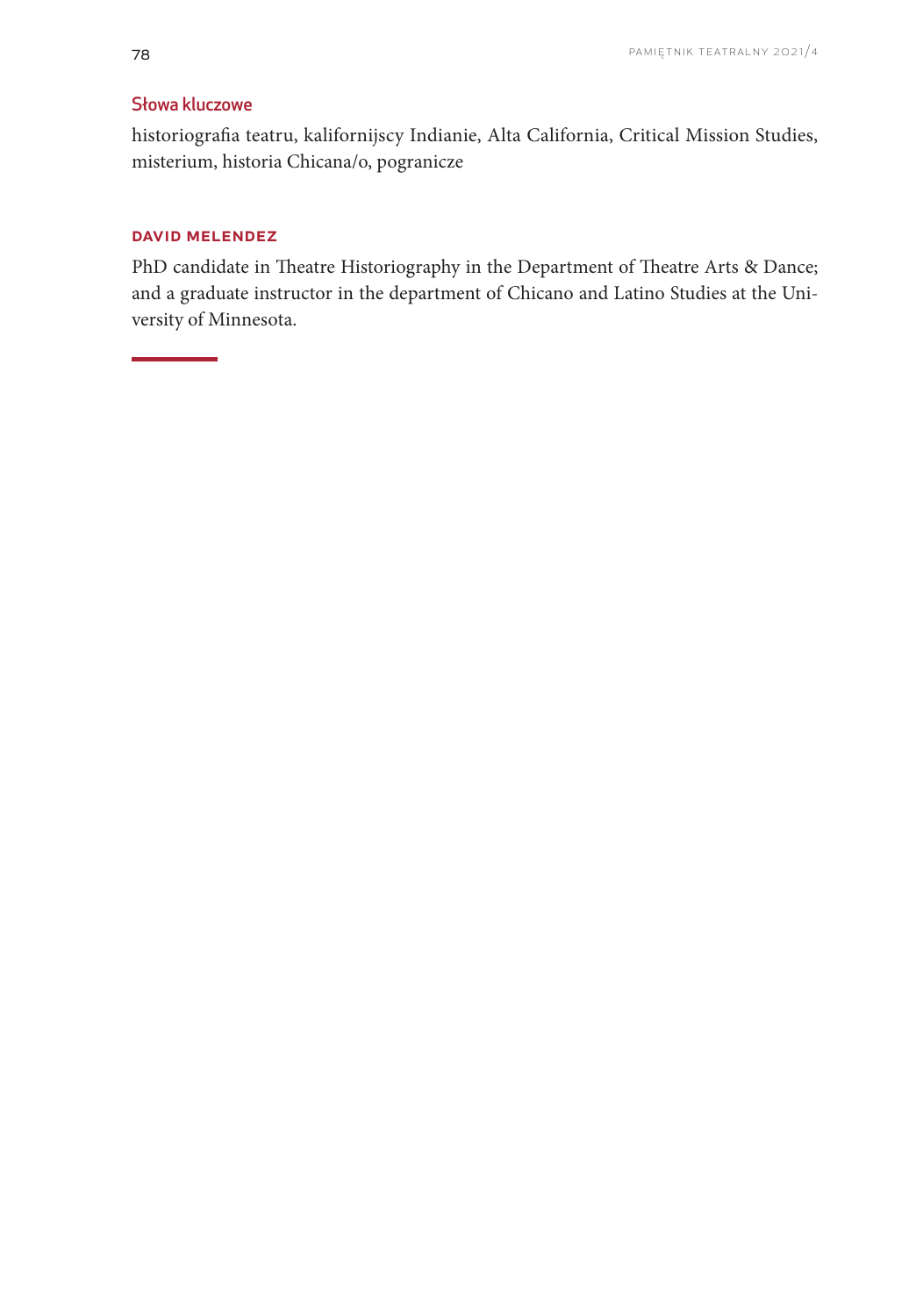### Słowa kluczowe

historiografia teatru, kalifornijscy Indianie, Alta California, Critical Mission Studies, misterium, historia Chicana/o, pogranicze

#### DAVID MELENDEZ

PhD candidate in Theatre Historiography in the Department of Theatre Arts & Dance; and a graduate instructor in the department of Chicano and Latino Studies at the University of Minnesota.